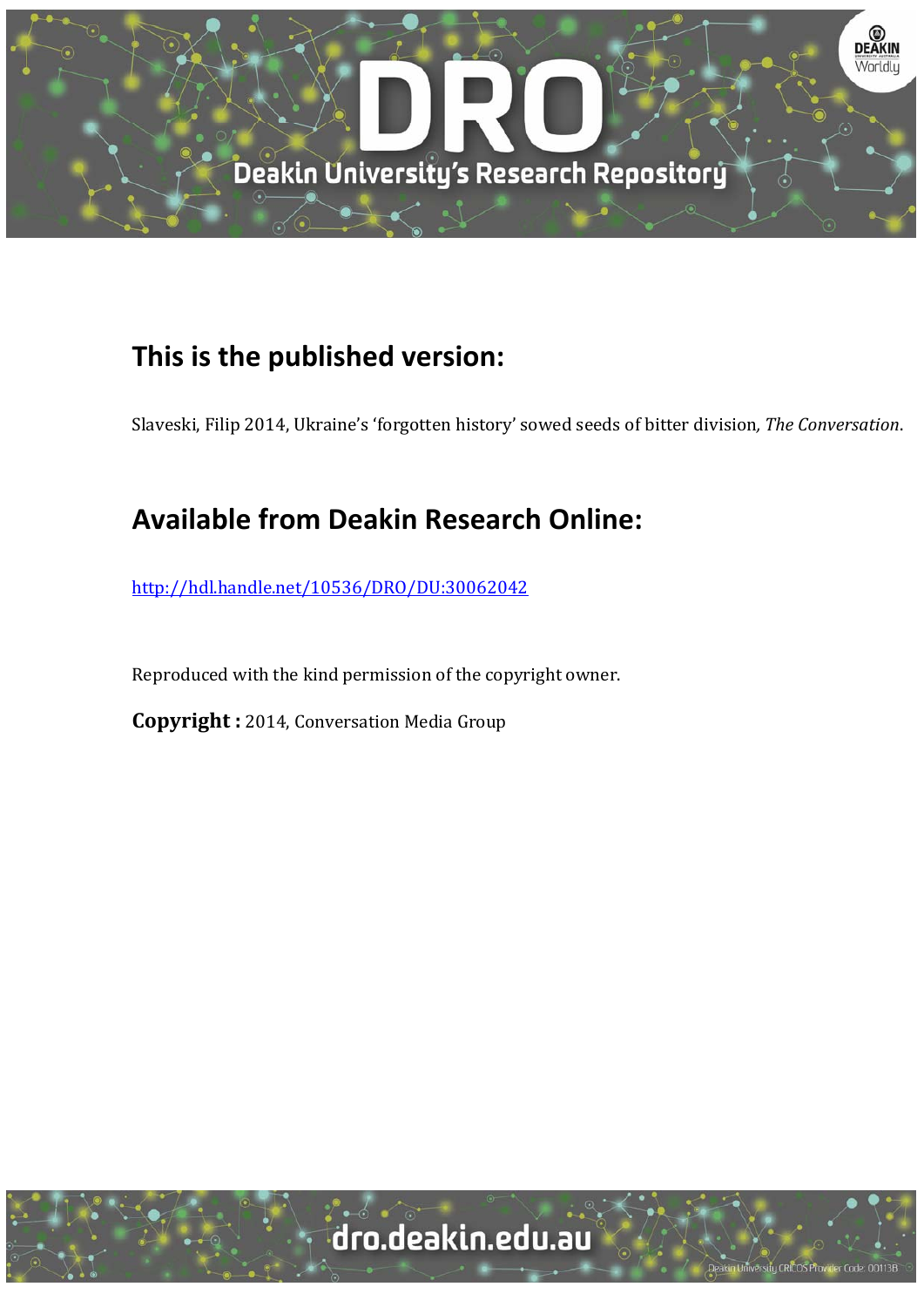## This is the published version:

Slaveski, Filip 2014, Ukraine's 'forgotten history' sowed seeds of bitter division, *The Conversation*.

## Available from Deakin Research Online:

http://hdl.handle.net/10536/DRO/DU:30062042

Reproduced with the kind permission of the copyright owner.

**Copyright :** 2014, Conversation Media Group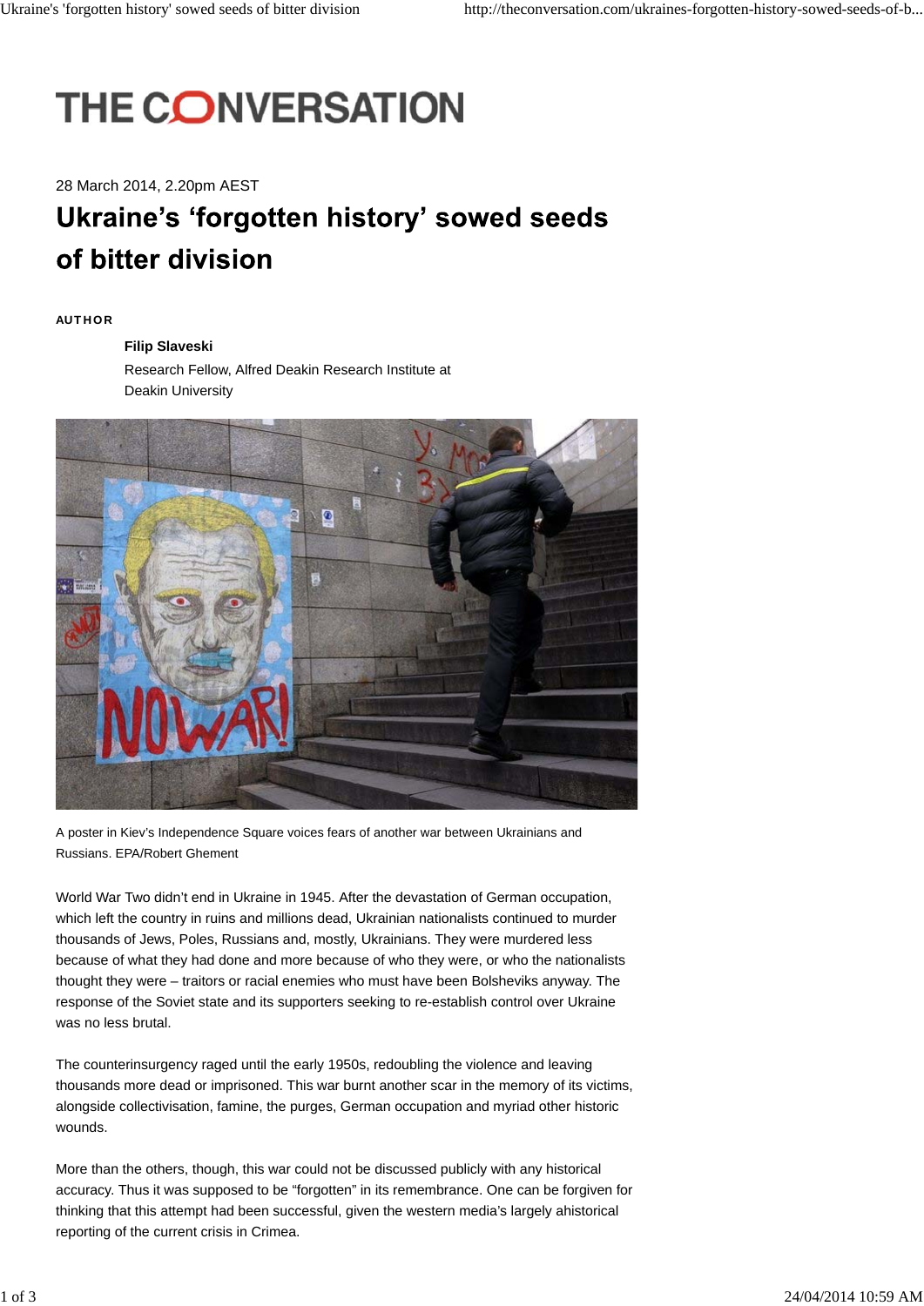# THE CONVERSATION

28 March 2014, 2.20pm AEST

# Ukraine's 'forgotten history' sowed seeds of bitter division

**AUTHOR**

**Filip Slaveski**
Research Fellow, Alfred Deakin Research Institute at Deakin University

A poster in Kiev's Independence Square voices fears of another war between Ukrainians and Russians. EPA/Robert Ghement

World War Two didn't end in Ukraine in 1945. After the devastation of German occupation, which left the country in ruins and millions dead, Ukrainian nationalists continued to murder thousands of Jews, Poles, Russians and, mostly, Ukrainians. They were murdered less because of what they had done and more because of who they were, or who the nationalists thought they were – traitors or racial enemies who must have been Bolsheviks anyway. The response of the Soviet state and its supporters seeking to re-establish control over Ukraine was no less brutal.

The counterinsurgency raged until the early 1950s, redoubling the violence and leaving thousands more dead or imprisoned. This war burnt another scar in the memory of its victims, alongside collectivisation, famine, the purges, German occupation and myriad other historic wounds.

More than the others, though, this war could not be discussed publicly with any historical accuracy. Thus it was supposed to be "forgotten" in its remembrance. One can be forgiven for thinking that this attempt had been successful, given the western media's largely ahistorical reporting of the current crisis in Crimea.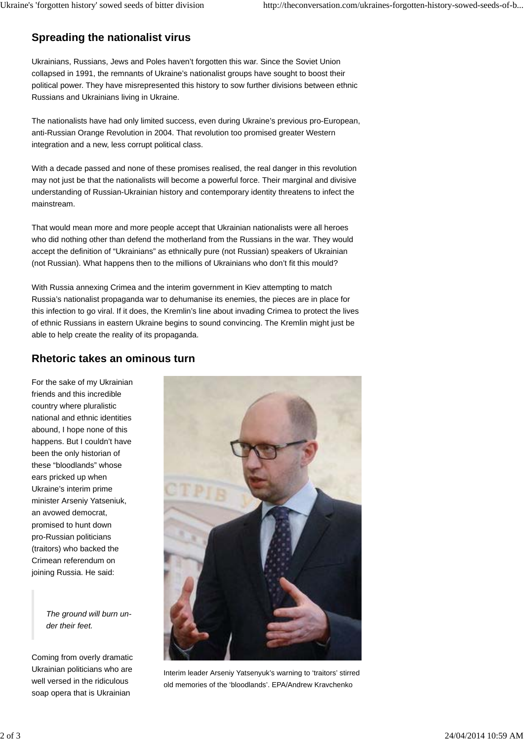## Spreading the nationalist virus

Ukrainians, Russians, Jews and Poles haven't forgotten this war. Since the Soviet Union collapsed in 1991, the remnants of Ukraine's nationalist groups have sought to boost their political power. They have misrepresented this history to sow further divisions between ethnic Russians and Ukrainians living in Ukraine.

The nationalists have had only limited success, even during Ukraine's previous pro-European, anti-Russian Orange Revolution in 2004. That revolution too promised greater Western integration and a new, less corrupt political class.

With a decade passed and none of these promises realised, the real danger in this revolution may not just be that the nationalists will become a powerful force. Their marginal and divisive understanding of Russian-Ukrainian history and contemporary identity threatens to infect the mainstream.

That would mean more and more people accept that Ukrainian nationalists were all heroes who did nothing other than defend the motherland from the Russians in the war. They would accept the definition of "Ukrainians" as ethnically pure (not Russian) speakers of Ukrainian (not Russian). What happens then to the millions of Ukrainians who don't fit this mould?

With Russia annexing Crimea and the interim government in Kiev attempting to match Russia's nationalist propaganda war to dehumanise its enemies, the pieces are in place for this infection to go viral. If it does, the Kremlin's line about invading Crimea to protect the lives of ethnic Russians in eastern Ukraine begins to sound convincing. The Kremlin might just be able to help create the reality of its propaganda.

## Rhetoric takes an ominous turn

For the sake of my Ukrainian friends and this incredible country where pluralistic national and ethnic identities abound, I hope none of this happens. But I couldn't have been the only historian of these "bloodlands" whose ears pricked up when Ukraine's interim prime minister Arseniy Yatseniuk, an avowed democrat, promised to hunt down pro-Russian politicians (traitors) who backed the Crimean referendum on joining Russia. He said:

> *The ground will burn under their feet.*

Interim leader Arseniy Yatsenyuk's warning to 'traitors' stirred old memories of the 'bloodlands'. EPA/Andrew Kravchenko

Coming from overly dramatic Ukrainian politicians who are well versed in the ridiculous soap opera that is Ukrainian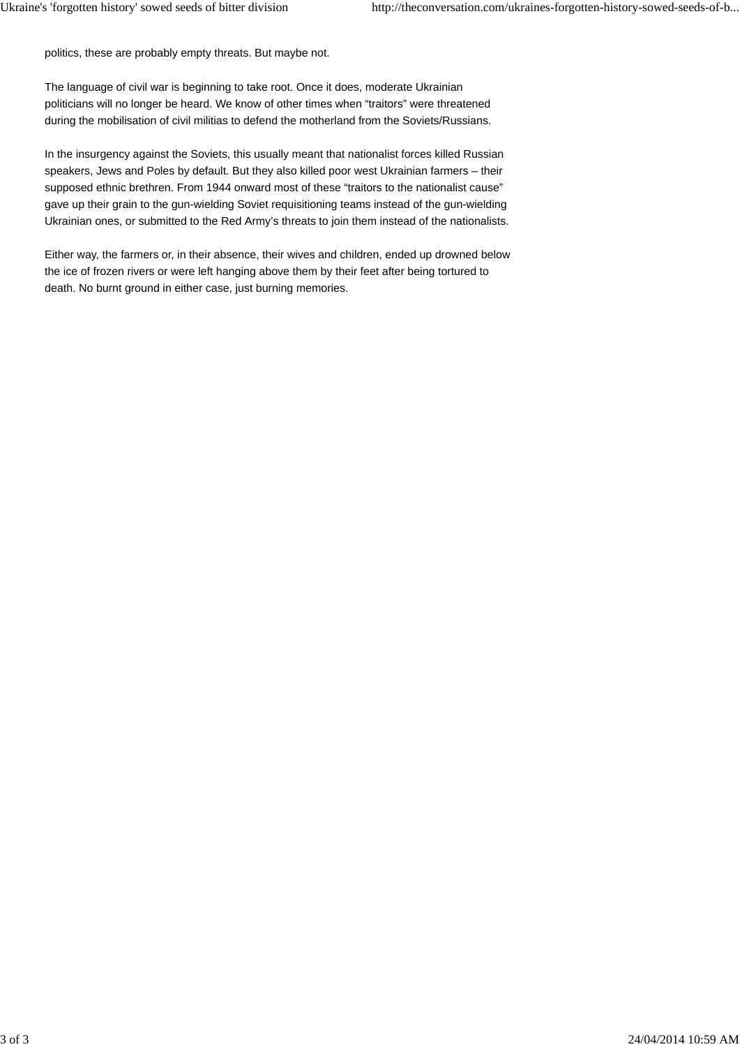politics, these are probably empty threats. But maybe not.

The language of civil war is beginning to take root. Once it does, moderate Ukrainian politicians will no longer be heard. We know of other times when “traitors” were threatened during the mobilisation of civil militias to defend the motherland from the Soviets/Russians.

In the insurgency against the Soviets, this usually meant that nationalist forces killed Russian speakers, Jews and Poles by default. But they also killed poor west Ukrainian farmers – their supposed ethnic brethren. From 1944 onward most of these “traitors to the nationalist cause” gave up their grain to the gun-wielding Soviet requisitioning teams instead of the gun-wielding Ukrainian ones, or submitted to the Red Army’s threats to join them instead of the nationalists.

Either way, the farmers or, in their absence, their wives and children, ended up drowned below the ice of frozen rivers or were left hanging above them by their feet after being tortured to death. No burnt ground in either case, just burning memories.